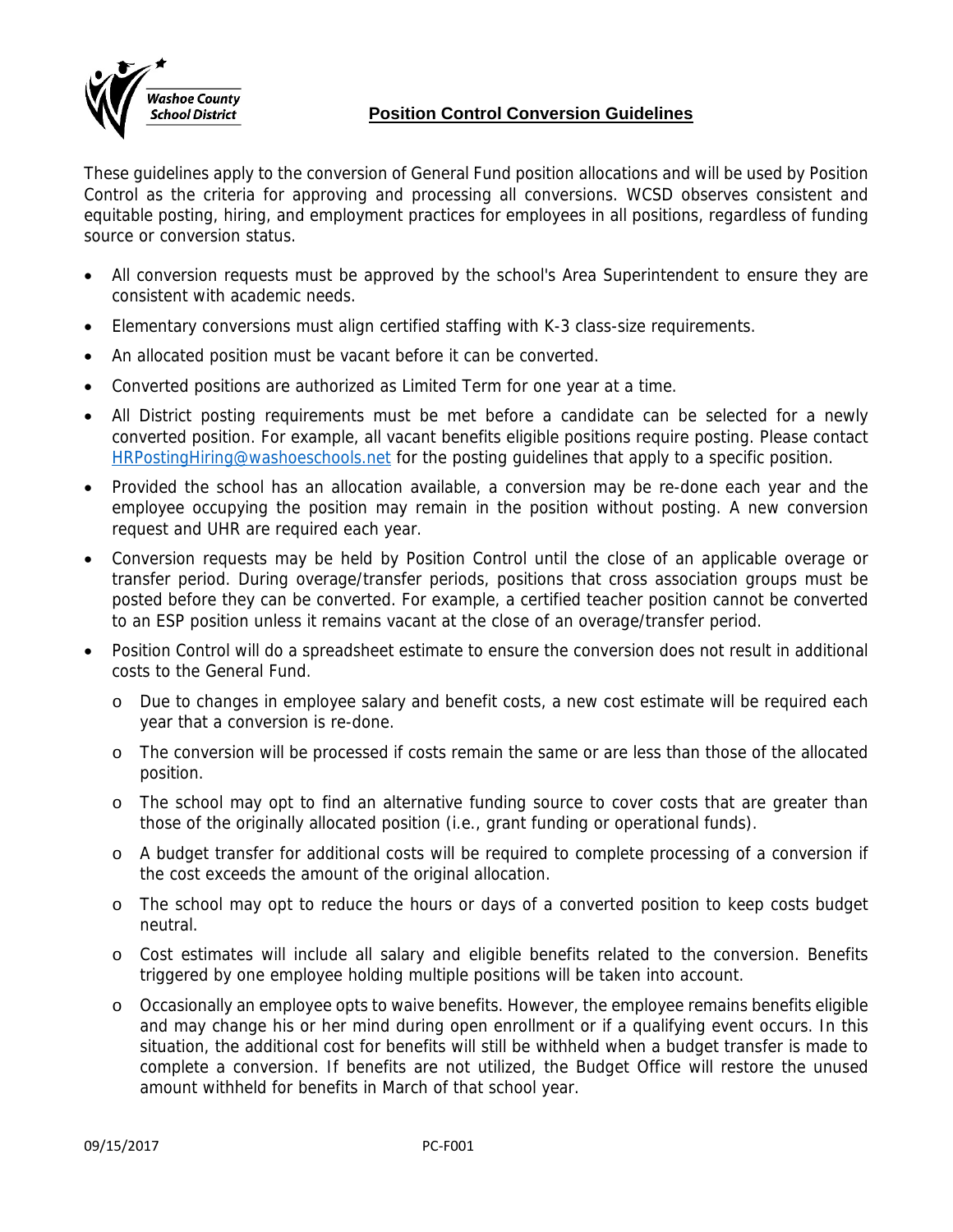Washoe County School District

# Position Control Conversion Guidelines

These guidelines apply to the conversion of General Fund position allocations and will be used by Position Control as the criteria for approving and processing all conversions. WCSD observes consistent and equitable posting, hiring, and employment practices for employees in all positions, regardless of funding source or conversion status.

- All conversion requests must be approved by the school's Area Superintendent to ensure they are consistent with academic needs.
- Elementary conversions must align certified staffing with K-3 class-size requirements.
- An allocated position must be vacant before it can be converted.
- Converted positions are authorized as Limited Term for one year at a time.
- All District posting requirements must be met before a candidate can be selected for a newly converted position. For example, all vacant benefits eligible positions require posting. Please contact HRPostingHiring@washoeschools.net for the posting guidelines that apply to a specific position.
- Provided the school has an allocation available, a conversion may be re-done each year and the employee occupying the position may remain in the position without posting. A new conversion request and UHR are required each year.
- Conversion requests may be held by Position Control until the close of an applicable overage or transfer period. During overage/transfer periods, positions that cross association groups must be posted before they can be converted. For example, a certified teacher position cannot be converted to an ESP position unless it remains vacant at the close of an overage/transfer period.
- Position Control will do a spreadsheet estimate to ensure the conversion does not result in additional costs to the General Fund.
  - Due to changes in employee salary and benefit costs, a new cost estimate will be required each year that a conversion is re-done.
  - The conversion will be processed if costs remain the same or are less than those of the allocated position.
  - The school may opt to find an alternative funding source to cover costs that are greater than those of the originally allocated position (i.e., grant funding or operational funds).
  - A budget transfer for additional costs will be required to complete processing of a conversion if the cost exceeds the amount of the original allocation.
  - The school may opt to reduce the hours or days of a converted position to keep costs budget neutral.
  - Cost estimates will include all salary and eligible benefits related to the conversion. Benefits triggered by one employee holding multiple positions will be taken into account.
  - Occasionally an employee opts to waive benefits. However, the employee remains benefits eligible and may change his or her mind during open enrollment or if a qualifying event occurs. In this situation, the additional cost for benefits will still be withheld when a budget transfer is made to complete a conversion. If benefits are not utilized, the Budget Office will restore the unused amount withheld for benefits in March of that school year.

09/15/2017 PC-F001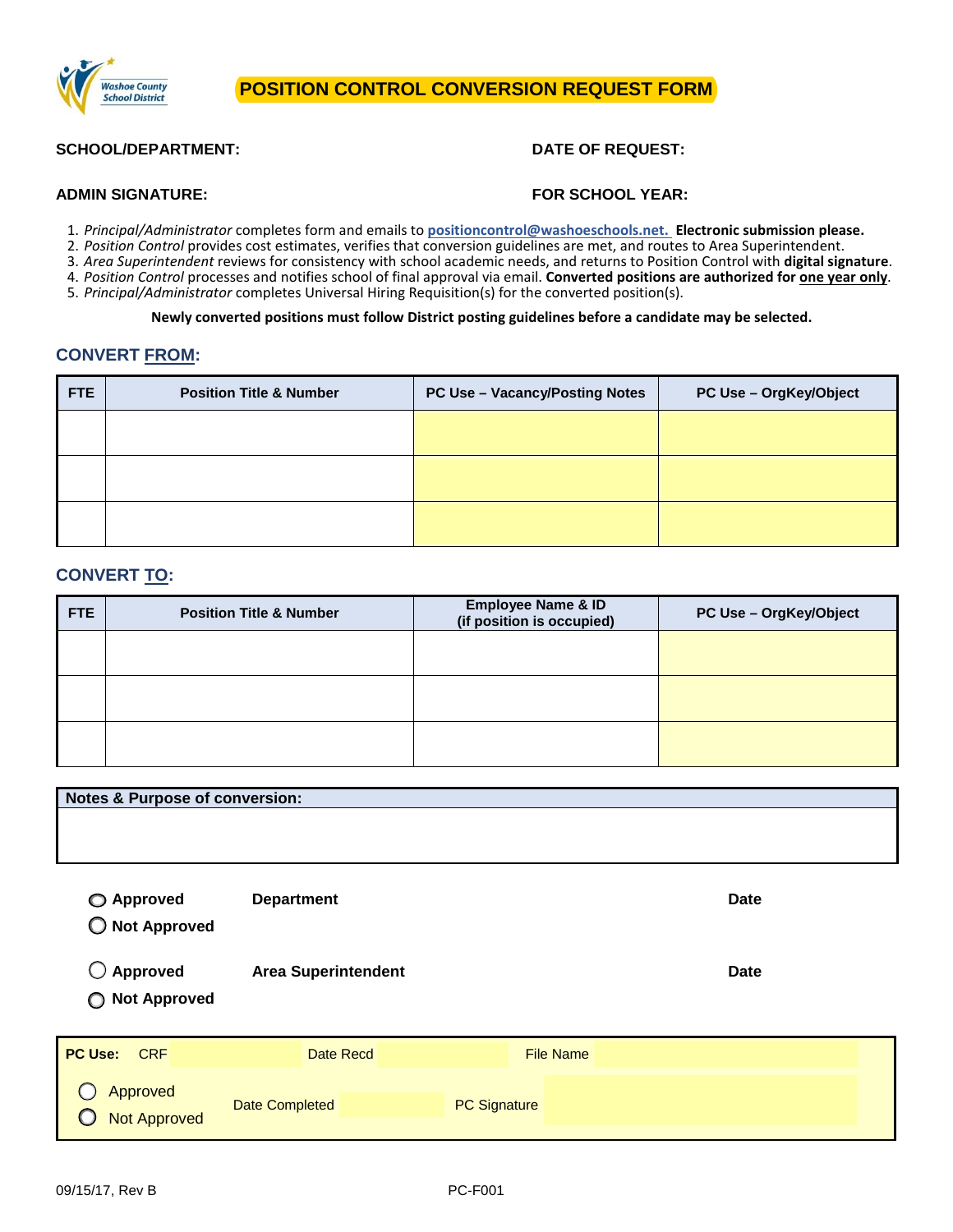# POSITION CONTROL CONVERSION REQUEST FORM

**SCHOOL/DEPARTMENT:**

**DATE OF REQUEST:**

**ADMIN SIGNATURE:**

**FOR SCHOOL YEAR:**

1. *Principal/Administrator* completes form and emails to positioncontrol@washoeschools.net. **Electronic submission please.**
2. *Position Control* provides cost estimates, verifies that conversion guidelines are met, and routes to Area Superintendent.
3. *Area Superintendent* reviews for consistency with school academic needs, and returns to Position Control with **digital signature**.
4. *Position Control* processes and notifies school of final approval via email. **Converted positions are authorized for one year only**.
5. *Principal/Administrator* completes Universal Hiring Requisition(s) for the converted position(s).

**Newly converted positions must follow District posting guidelines before a candidate may be selected.**

## CONVERT FROM:

| FTE | Position Title & Number | PC Use – Vacancy/Posting Notes | PC Use – OrgKey/Object |
|---|---|---|---|
| | | | |
| | | | |
| | | | |

## CONVERT TO:

| FTE | Position Title & Number | Employee Name & ID (if position is occupied) | PC Use – OrgKey/Object |
|---|---|---|---|
| | | | |
| | | | |
| | | | |

**Notes & Purpose of conversion:**

○ **Approved** **Department** **Date**
○ **Not Approved**

○ **Approved** **Area Superintendent** **Date**
○ **Not Approved**

**PC Use:** CRF Date Recd File Name

○ Approved Date Completed PC Signature
○ Not Approved

09/15/17, Rev B PC-F001